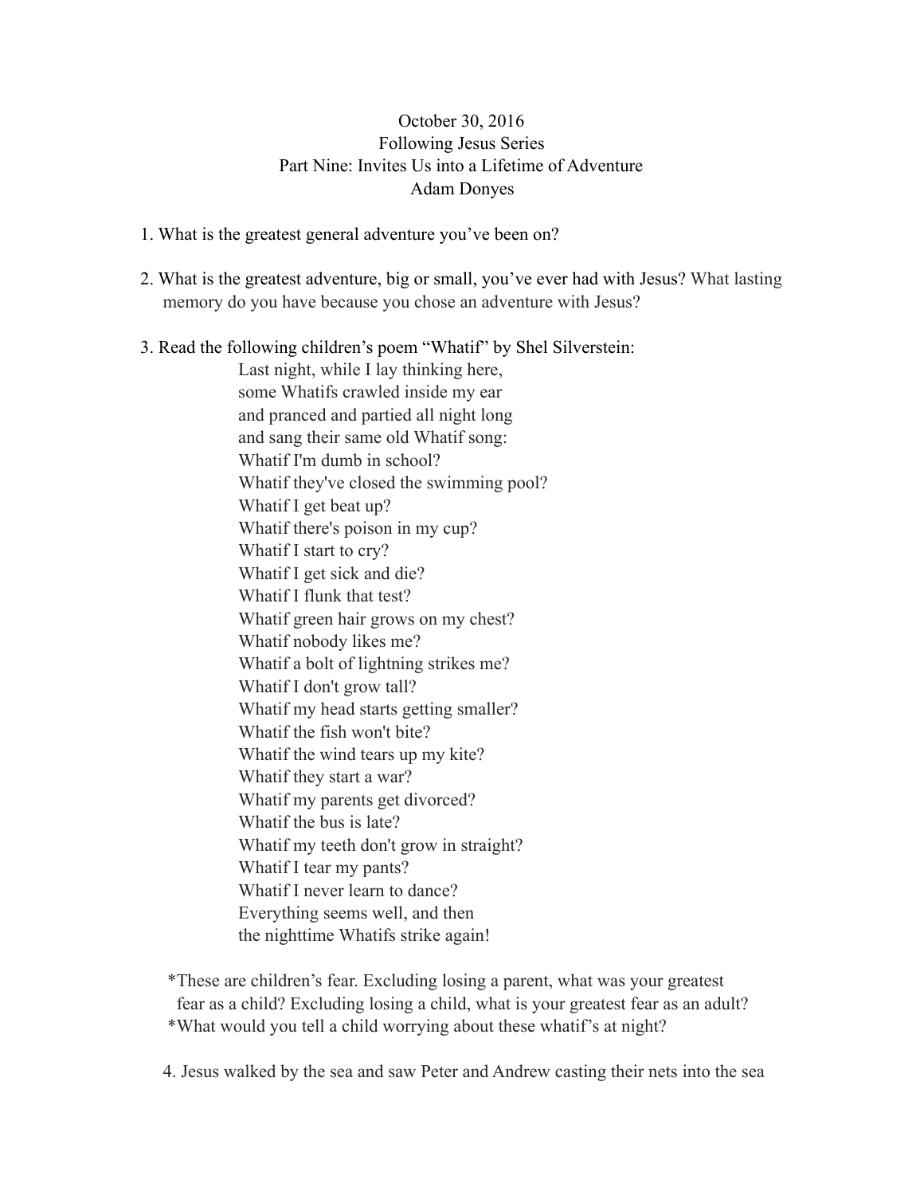October 30, 2016
Following Jesus Series
Part Nine: Invites Us into a Lifetime of Adventure
Adam Donyes

1. What is the greatest general adventure you've been on?

2. What is the greatest adventure, big or small, you've ever had with Jesus? What lasting memory do you have because you chose an adventure with Jesus?

3. Read the following children's poem "Whatif" by Shel Silverstein:

   Last night, while I lay thinking here,
   some Whatifs crawled inside my ear
   and pranced and partied all night long
   and sang their same old Whatif song:
   Whatif I'm dumb in school?
   Whatif they've closed the swimming pool?
   Whatif I get beat up?
   Whatif there's poison in my cup?
   Whatif I start to cry?
   Whatif I get sick and die?
   Whatif I flunk that test?
   Whatif green hair grows on my chest?
   Whatif nobody likes me?
   Whatif a bolt of lightning strikes me?
   Whatif I don't grow tall?
   Whatif my head starts getting smaller?
   Whatif the fish won't bite?
   Whatif the wind tears up my kite?
   Whatif they start a war?
   Whatif my parents get divorced?
   Whatif the bus is late?
   Whatif my teeth don't grow in straight?
   Whatif I tear my pants?
   Whatif I never learn to dance?
   Everything seems well, and then
   the nighttime Whatifs strike again!

   *These are children's fear. Excluding losing a parent, what was your greatest fear as a child? Excluding losing a child, what is your greatest fear as an adult?
   *What would you tell a child worrying about these whatif's at night?

4. Jesus walked by the sea and saw Peter and Andrew casting their nets into the sea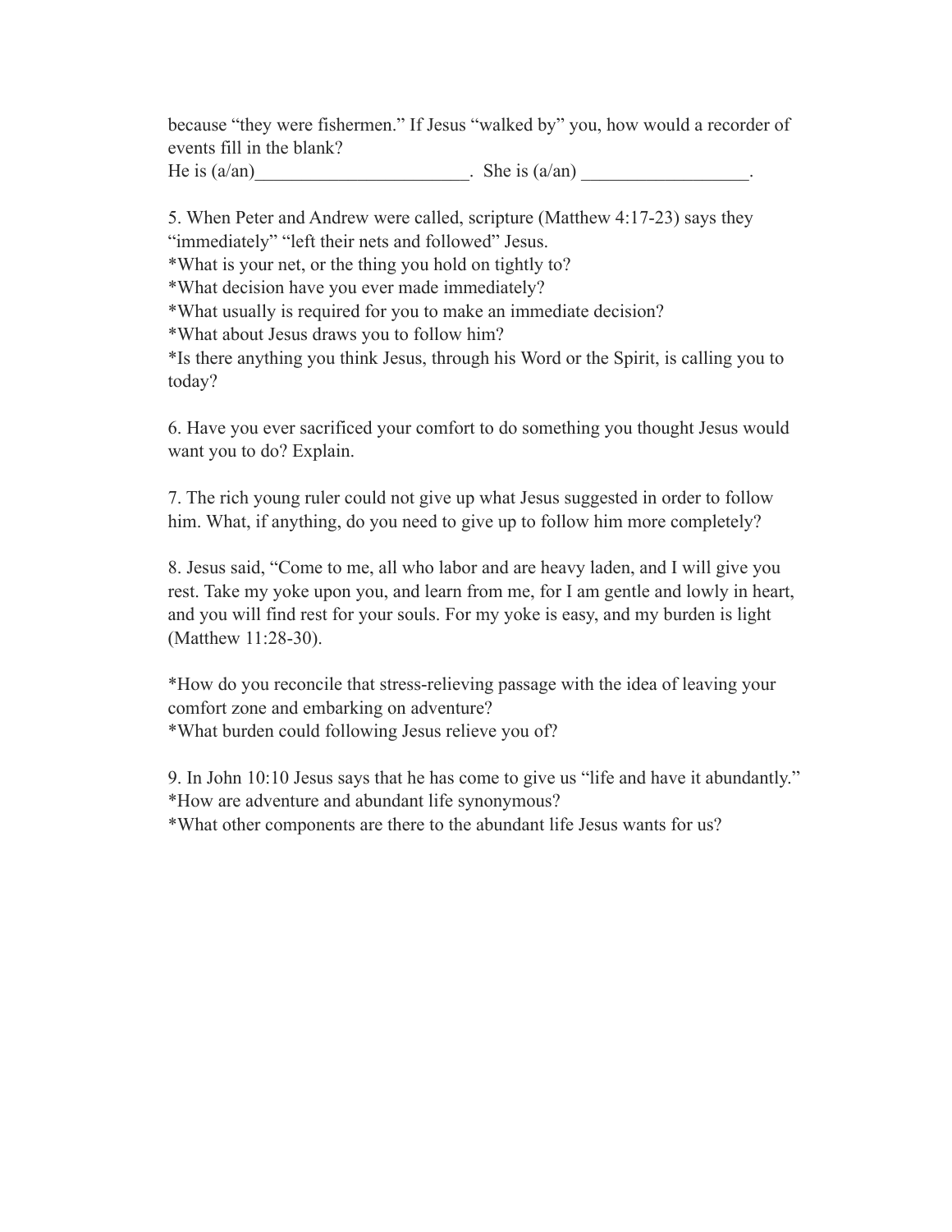because “they were fishermen.” If Jesus “walked by” you, how would a recorder of events fill in the blank?

He is (a/an)______________________. She is (a/an) _________________.

5. When Peter and Andrew were called, scripture (Matthew 4:17-23) says they “immediately” “left their nets and followed” Jesus.

*What is your net, or the thing you hold on tightly to?

*What decision have you ever made immediately?

*What usually is required for you to make an immediate decision?

*What about Jesus draws you to follow him?

*Is there anything you think Jesus, through his Word or the Spirit, is calling you to today?

6. Have you ever sacrificed your comfort to do something you thought Jesus would want you to do? Explain.

7. The rich young ruler could not give up what Jesus suggested in order to follow him. What, if anything, do you need to give up to follow him more completely?

8. Jesus said, “Come to me, all who labor and are heavy laden, and I will give you rest. Take my yoke upon you, and learn from me, for I am gentle and lowly in heart, and you will find rest for your souls. For my yoke is easy, and my burden is light (Matthew 11:28-30).

*How do you reconcile that stress-relieving passage with the idea of leaving your comfort zone and embarking on adventure?

*What burden could following Jesus relieve you of?

9. In John 10:10 Jesus says that he has come to give us “life and have it abundantly.”

*How are adventure and abundant life synonymous?

*What other components are there to the abundant life Jesus wants for us?